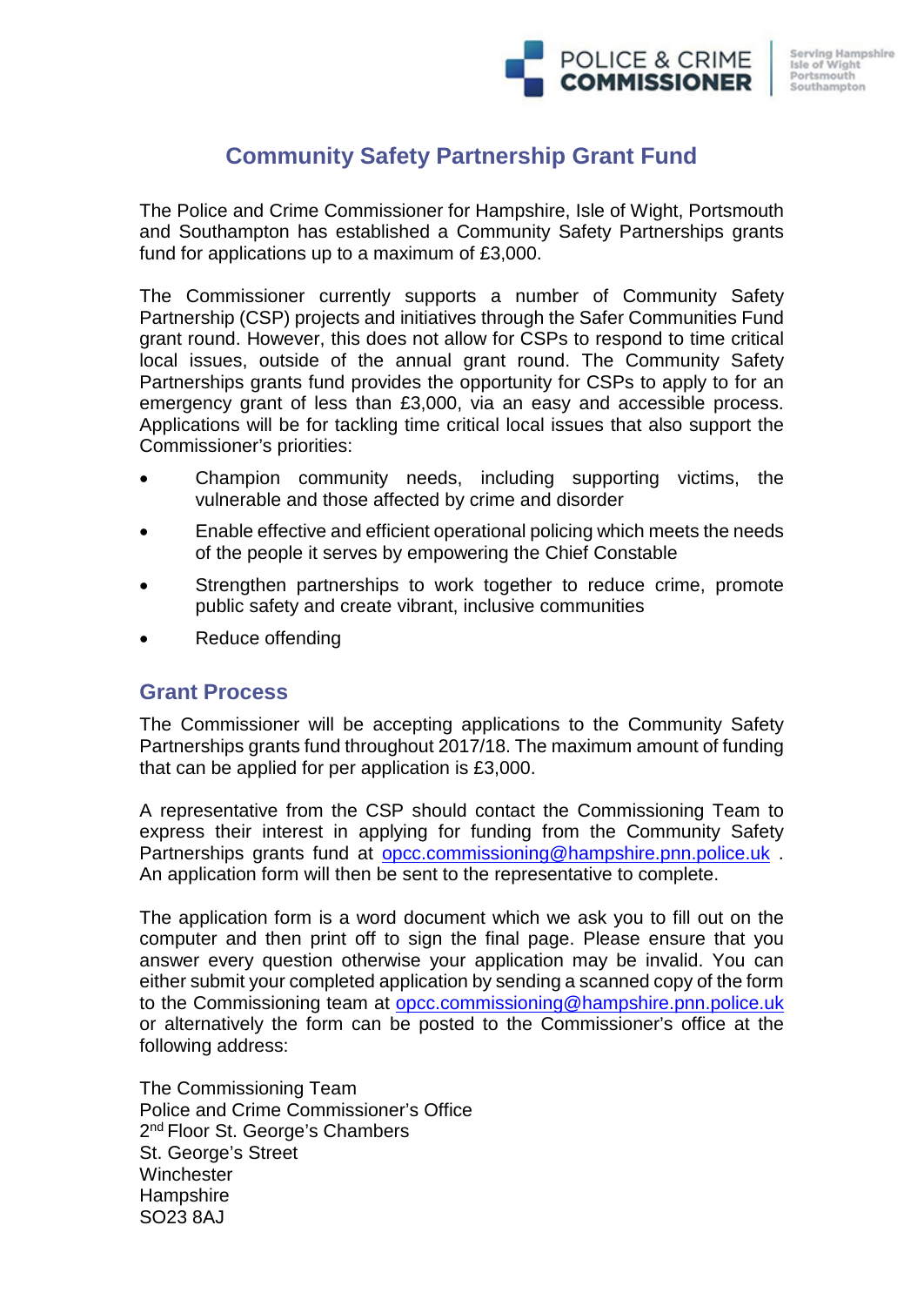# Community Safety Partnership Grant Fund

The Police and Crime Commissioner for Hampshire, Isle of Wight, Portsmouth and Southampton has established a Community Safety Partnerships grants fund for applications up to a maximum of £3,000.

The Commissioner currently supports a number of Community Safety Partnership (CSP) projects and initiatives through the Safer Communities Fund grant round. However, this does not allow for CSPs to respond to time critical local issues, outside of the annual grant round. The Community Safety Partnerships grants fund provides the opportunity for CSPs to apply to for an emergency grant of less than £3,000, via an easy and accessible process. Applications will be for tackling time critical local issues that also support the Commissioner's priorities:

- Champion community needs, including supporting victims, the vulnerable and those affected by crime and disorder
- Enable effective and efficient operational policing which meets the needs of the people it serves by empowering the Chief Constable
- Strengthen partnerships to work together to reduce crime, promote public safety and create vibrant, inclusive communities
- Reduce offending

## Grant Process

The Commissioner will be accepting applications to the Community Safety Partnerships grants fund throughout 2017/18. The maximum amount of funding that can be applied for per application is £3,000.

A representative from the CSP should contact the Commissioning Team to express their interest in applying for funding from the Community Safety Partnerships grants fund at opcc.commissioning@hampshire.pnn.police.uk . An application form will then be sent to the representative to complete.

The application form is a word document which we ask you to fill out on the computer and then print off to sign the final page. Please ensure that you answer every question otherwise your application may be invalid. You can either submit your completed application by sending a scanned copy of the form to the Commissioning team at opcc.commissioning@hampshire.pnn.police.uk or alternatively the form can be posted to the Commissioner's office at the following address:

The Commissioning Team
Police and Crime Commissioner's Office
2nd Floor St. George's Chambers
St. George's Street
Winchester
Hampshire
SO23 8AJ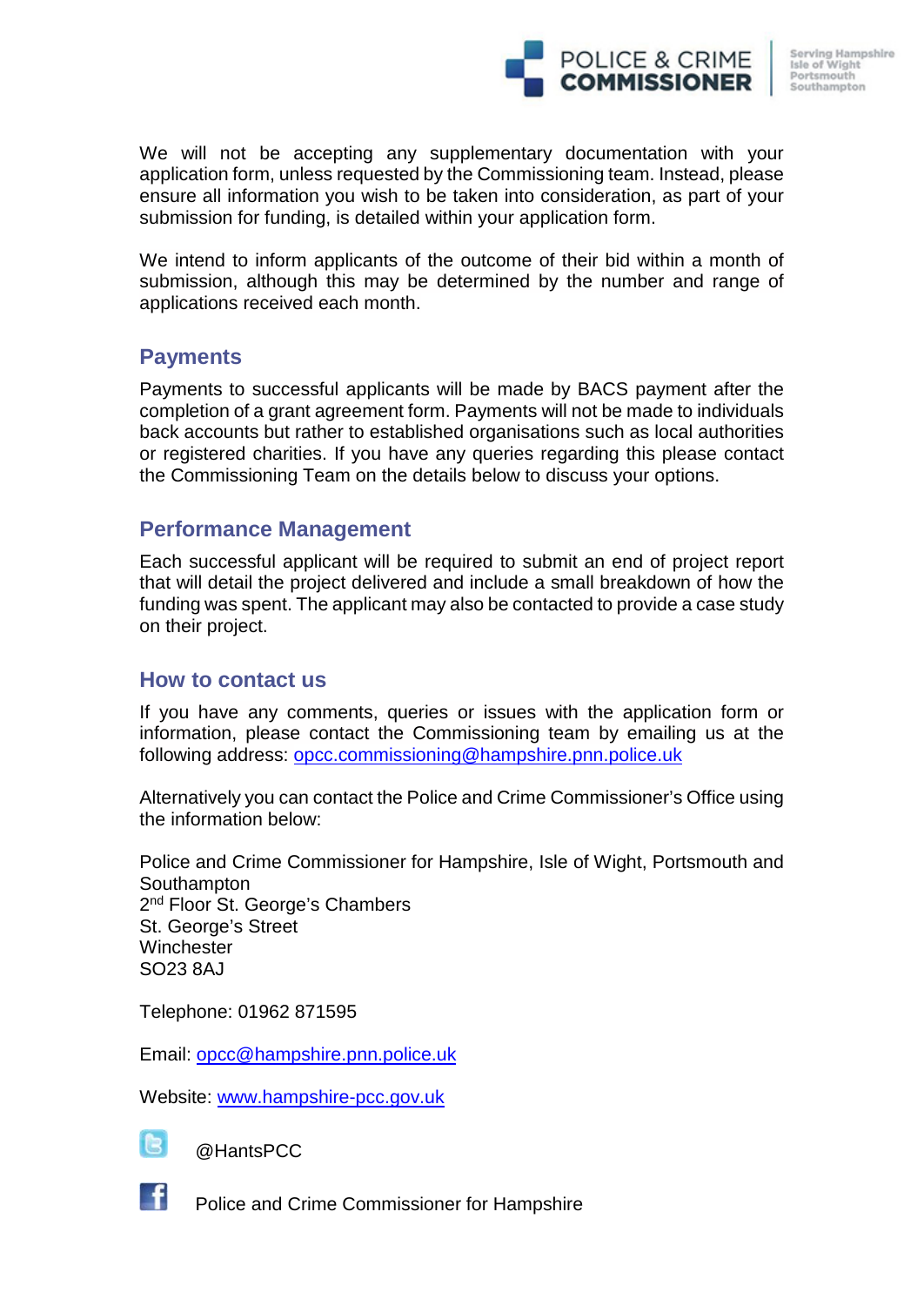We will not be accepting any supplementary documentation with your application form, unless requested by the Commissioning team. Instead, please ensure all information you wish to be taken into consideration, as part of your submission for funding, is detailed within your application form.

We intend to inform applicants of the outcome of their bid within a month of submission, although this may be determined by the number and range of applications received each month.

## Payments

Payments to successful applicants will be made by BACS payment after the completion of a grant agreement form. Payments will not be made to individuals back accounts but rather to established organisations such as local authorities or registered charities. If you have any queries regarding this please contact the Commissioning Team on the details below to discuss your options.

## Performance Management

Each successful applicant will be required to submit an end of project report that will detail the project delivered and include a small breakdown of how the funding was spent. The applicant may also be contacted to provide a case study on their project.

## How to contact us

If you have any comments, queries or issues with the application form or information, please contact the Commissioning team by emailing us at the following address: opcc.commissioning@hampshire.pnn.police.uk

Alternatively you can contact the Police and Crime Commissioner's Office using the information below:

Police and Crime Commissioner for Hampshire, Isle of Wight, Portsmouth and Southampton  
2nd Floor St. George's Chambers  
St. George's Street  
Winchester  
SO23 8AJ

Telephone: 01962 871595

Email: opcc@hampshire.pnn.police.uk

Website: www.hampshire-pcc.gov.uk

@HantsPCC

Police and Crime Commissioner for Hampshire